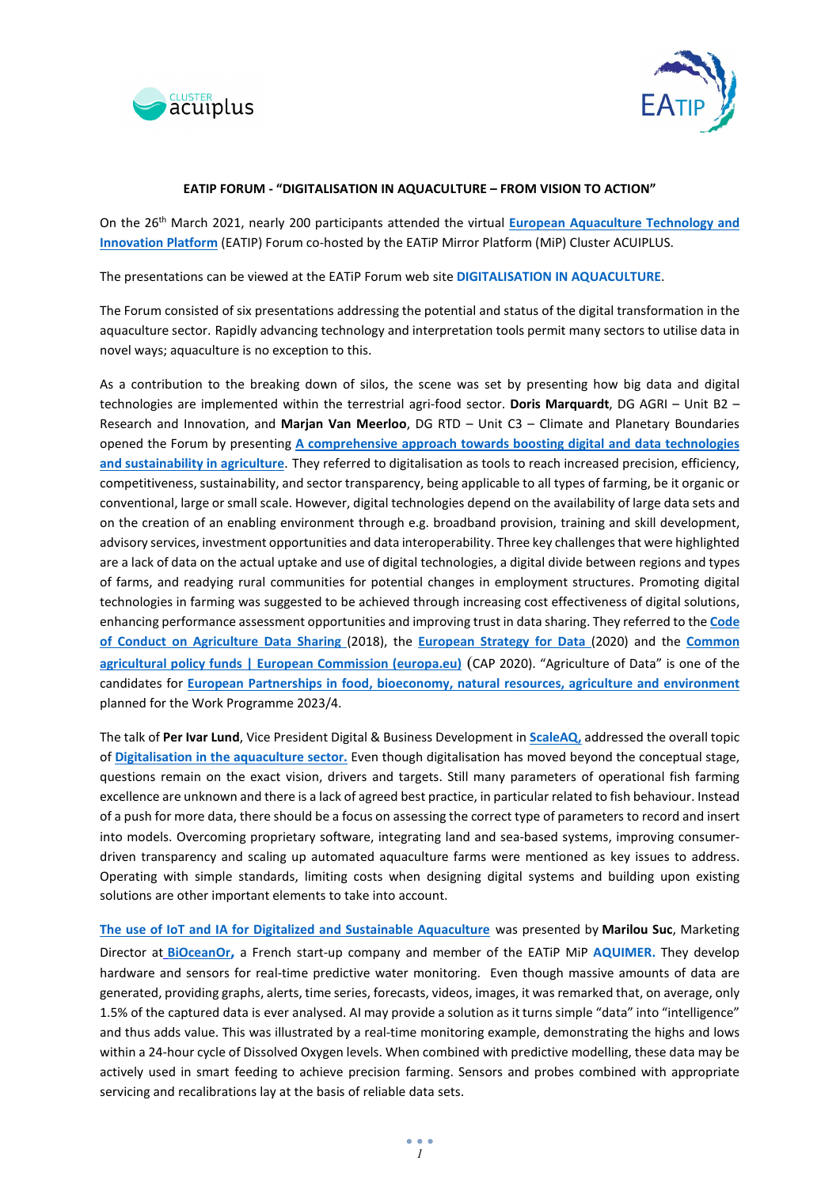**EATIP FORUM - "DIGITALISATION IN AQUACULTURE – FROM VISION TO ACTION"**

On the 26th March 2021, nearly 200 participants attended the virtual **European Aquaculture Technology and Innovation Platform** (EATIP) Forum co-hosted by the EATiP Mirror Platform (MiP) Cluster ACUIPLUS.

The presentations can be viewed at the EATiP Forum web site **DIGITALISATION IN AQUACULTURE**.

The Forum consisted of six presentations addressing the potential and status of the digital transformation in the aquaculture sector. Rapidly advancing technology and interpretation tools permit many sectors to utilise data in novel ways; aquaculture is no exception to this.

As a contribution to the breaking down of silos, the scene was set by presenting how big data and digital technologies are implemented within the terrestrial agri-food sector. **Doris Marquardt**, DG AGRI – Unit B2 – Research and Innovation, and **Marjan Van Meerloo**, DG RTD – Unit C3 – Climate and Planetary Boundaries opened the Forum by presenting **A comprehensive approach towards boosting digital and data technologies and sustainability in agriculture**. They referred to digitalisation as tools to reach increased precision, efficiency, competitiveness, sustainability, and sector transparency, being applicable to all types of farming, be it organic or conventional, large or small scale. However, digital technologies depend on the availability of large data sets and on the creation of an enabling environment through e.g. broadband provision, training and skill development, advisory services, investment opportunities and data interoperability. Three key challenges that were highlighted are a lack of data on the actual uptake and use of digital technologies, a digital divide between regions and types of farms, and readying rural communities for potential changes in employment structures. Promoting digital technologies in farming was suggested to be achieved through increasing cost effectiveness of digital solutions, enhancing performance assessment opportunities and improving trust in data sharing. They referred to the **Code of Conduct on Agriculture Data Sharing** (2018), the **European Strategy for Data** (2020) and the **Common agricultural policy funds | European Commission (europa.eu)** (CAP 2020). "Agriculture of Data" is one of the candidates for **European Partnerships in food, bioeconomy, natural resources, agriculture and environment** planned for the Work Programme 2023/4.

The talk of **Per Ivar Lund**, Vice President Digital & Business Development in **ScaleAQ**, addressed the overall topic of **Digitalisation in the aquaculture sector.** Even though digitalisation has moved beyond the conceptual stage, questions remain on the exact vision, drivers and targets. Still many parameters of operational fish farming excellence are unknown and there is a lack of agreed best practice, in particular related to fish behaviour. Instead of a push for more data, there should be a focus on assessing the correct type of parameters to record and insert into models. Overcoming proprietary software, integrating land and sea-based systems, improving consumer-driven transparency and scaling up automated aquaculture farms were mentioned as key issues to address. Operating with simple standards, limiting costs when designing digital systems and building upon existing solutions are other important elements to take into account.

**The use of IoT and IA for Digitalized and Sustainable Aquaculture** was presented by **Marilou Suc**, Marketing Director at **BiOceanOr**, a French start-up company and member of the EATiP MiP **AQUIMER.** They develop hardware and sensors for real-time predictive water monitoring. Even though massive amounts of data are generated, providing graphs, alerts, time series, forecasts, videos, images, it was remarked that, on average, only 1.5% of the captured data is ever analysed. AI may provide a solution as it turns simple "data" into "intelligence" and thus adds value. This was illustrated by a real-time monitoring example, demonstrating the highs and lows within a 24-hour cycle of Dissolved Oxygen levels. When combined with predictive modelling, these data may be actively used in smart feeding to achieve precision farming. Sensors and probes combined with appropriate servicing and recalibrations lay at the basis of reliable data sets.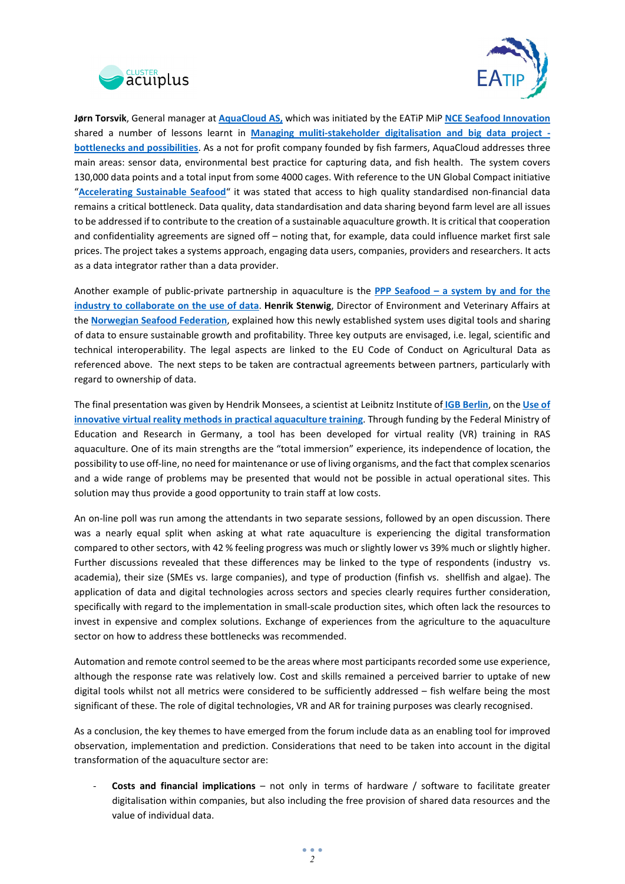**Jørn Torsvik**, General manager at **AquaCloud AS,** which was initiated by the EATiP MiP **NCE Seafood Innovation** shared a number of lessons learnt in **Managing muliti-stakeholder digitalisation and big data project - bottlenecks and possibilities**. As a not for profit company founded by fish farmers, AquaCloud addresses three main areas: sensor data, environmental best practice for capturing data, and fish health. The system covers 130,000 data points and a total input from some 4000 cages. With reference to the UN Global Compact initiative "**Accelerating Sustainable Seafood**" it was stated that access to high quality standardised non-financial data remains a critical bottleneck. Data quality, data standardisation and data sharing beyond farm level are all issues to be addressed if to contribute to the creation of a sustainable aquaculture growth. It is critical that cooperation and confidentiality agreements are signed off – noting that, for example, data could influence market first sale prices. The project takes a systems approach, engaging data users, companies, providers and researchers. It acts as a data integrator rather than a data provider.

Another example of public-private partnership in aquaculture is the **PPP Seafood – a system by and for the industry to collaborate on the use of data**. **Henrik Stenwig**, Director of Environment and Veterinary Affairs at the **Norwegian Seafood Federation**, explained how this newly established system uses digital tools and sharing of data to ensure sustainable growth and profitability. Three key outputs are envisaged, i.e. legal, scientific and technical interoperability. The legal aspects are linked to the EU Code of Conduct on Agricultural Data as referenced above. The next steps to be taken are contractual agreements between partners, particularly with regard to ownership of data.

The final presentation was given by Hendrik Monsees, a scientist at Leibnitz Institute of **IGB Berlin**, on the **Use of innovative virtual reality methods in practical aquaculture training**. Through funding by the Federal Ministry of Education and Research in Germany, a tool has been developed for virtual reality (VR) training in RAS aquaculture. One of its main strengths are the "total immersion" experience, its independence of location, the possibility to use off-line, no need for maintenance or use of living organisms, and the fact that complex scenarios and a wide range of problems may be presented that would not be possible in actual operational sites. This solution may thus provide a good opportunity to train staff at low costs.

An on-line poll was run among the attendants in two separate sessions, followed by an open discussion. There was a nearly equal split when asking at what rate aquaculture is experiencing the digital transformation compared to other sectors, with 42 % feeling progress was much or slightly lower vs 39% much or slightly higher. Further discussions revealed that these differences may be linked to the type of respondents (industry vs. academia), their size (SMEs vs. large companies), and type of production (finfish vs. shellfish and algae). The application of data and digital technologies across sectors and species clearly requires further consideration, specifically with regard to the implementation in small-scale production sites, which often lack the resources to invest in expensive and complex solutions. Exchange of experiences from the agriculture to the aquaculture sector on how to address these bottlenecks was recommended.

Automation and remote control seemed to be the areas where most participants recorded some use experience, although the response rate was relatively low. Cost and skills remained a perceived barrier to uptake of new digital tools whilst not all metrics were considered to be sufficiently addressed – fish welfare being the most significant of these. The role of digital technologies, VR and AR for training purposes was clearly recognised.

As a conclusion, the key themes to have emerged from the forum include data as an enabling tool for improved observation, implementation and prediction. Considerations that need to be taken into account in the digital transformation of the aquaculture sector are:

- **Costs and financial implications** – not only in terms of hardware / software to facilitate greater digitalisation within companies, but also including the free provision of shared data resources and the value of individual data.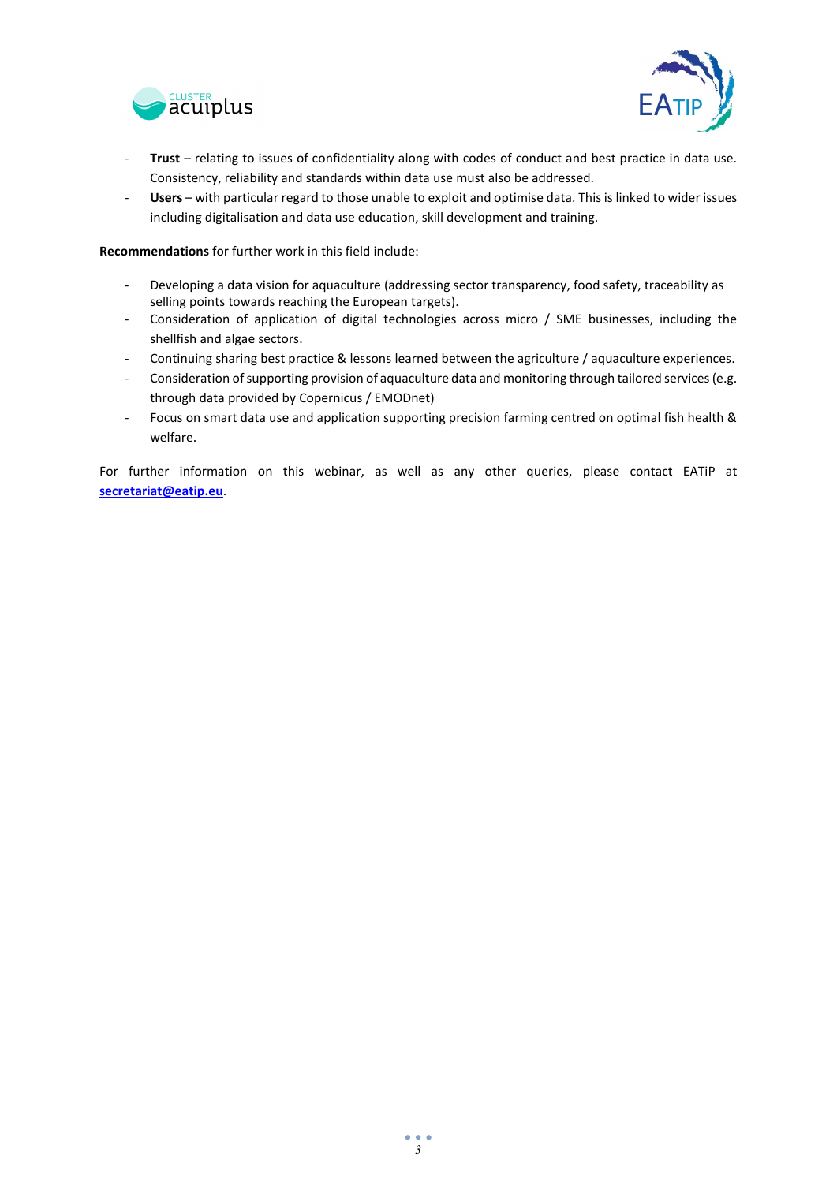- **Trust** – relating to issues of confidentiality along with codes of conduct and best practice in data use. Consistency, reliability and standards within data use must also be addressed.
- **Users** – with particular regard to those unable to exploit and optimise data. This is linked to wider issues including digitalisation and data use education, skill development and training.

**Recommendations** for further work in this field include:

- Developing a data vision for aquaculture (addressing sector transparency, food safety, traceability as selling points towards reaching the European targets).
- Consideration of application of digital technologies across micro / SME businesses, including the shellfish and algae sectors.
- Continuing sharing best practice & lessons learned between the agriculture / aquaculture experiences.
- Consideration of supporting provision of aquaculture data and monitoring through tailored services (e.g. through data provided by Copernicus / EMODnet)
- Focus on smart data use and application supporting precision farming centred on optimal fish health & welfare.

For further information on this webinar, as well as any other queries, please contact EATiP at **secretariat@eatip.eu**.